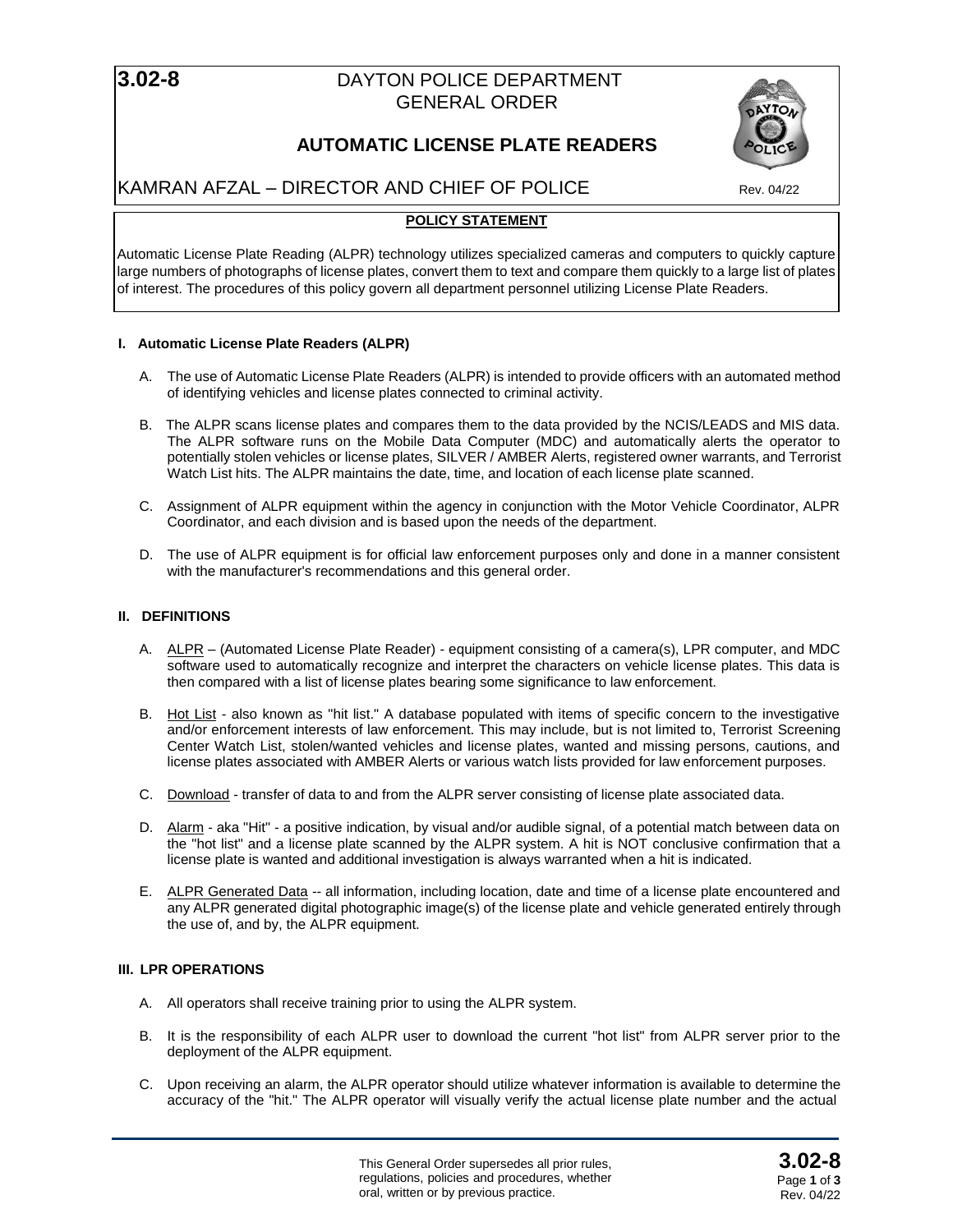**3.02-8**

# DAYTON POLICE DEPARTMENT GENERAL ORDER

## AUTOMATIC LICENSE PLATE READERS

KAMRAN AFZAL – DIRECTOR AND CHIEF OF POLICE

Rev. 04/22

**POLICY STATEMENT**

Automatic License Plate Reading (ALPR) technology utilizes specialized cameras and computers to quickly capture large numbers of photographs of license plates, convert them to text and compare them quickly to a large list of plates of interest. The procedures of this policy govern all department personnel utilizing License Plate Readers.

### I. Automatic License Plate Readers (ALPR)

A. The use of Automatic License Plate Readers (ALPR) is intended to provide officers with an automated method of identifying vehicles and license plates connected to criminal activity.

B. The ALPR scans license plates and compares them to the data provided by the NCIS/LEADS and MIS data. The ALPR software runs on the Mobile Data Computer (MDC) and automatically alerts the operator to potentially stolen vehicles or license plates, SILVER / AMBER Alerts, registered owner warrants, and Terrorist Watch List hits. The ALPR maintains the date, time, and location of each license plate scanned.

C. Assignment of ALPR equipment within the agency in conjunction with the Motor Vehicle Coordinator, ALPR Coordinator, and each division and is based upon the needs of the department.

D. The use of ALPR equipment is for official law enforcement purposes only and done in a manner consistent with the manufacturer's recommendations and this general order.

### II. DEFINITIONS

A. ALPR – (Automated License Plate Reader) - equipment consisting of a camera(s), LPR computer, and MDC software used to automatically recognize and interpret the characters on vehicle license plates. This data is then compared with a list of license plates bearing some significance to law enforcement.

B. Hot List - also known as "hit list." A database populated with items of specific concern to the investigative and/or enforcement interests of law enforcement. This may include, but is not limited to, Terrorist Screening Center Watch List, stolen/wanted vehicles and license plates, wanted and missing persons, cautions, and license plates associated with AMBER Alerts or various watch lists provided for law enforcement purposes.

C. Download - transfer of data to and from the ALPR server consisting of license plate associated data.

D. Alarm - aka "Hit" - a positive indication, by visual and/or audible signal, of a potential match between data on the "hot list" and a license plate scanned by the ALPR system. A hit is NOT conclusive confirmation that a license plate is wanted and additional investigation is always warranted when a hit is indicated.

E. ALPR Generated Data -- all information, including location, date and time of a license plate encountered and any ALPR generated digital photographic image(s) of the license plate and vehicle generated entirely through the use of, and by, the ALPR equipment.

### III. LPR OPERATIONS

A. All operators shall receive training prior to using the ALPR system.

B. It is the responsibility of each ALPR user to download the current "hot list" from ALPR server prior to the deployment of the ALPR equipment.

C. Upon receiving an alarm, the ALPR operator should utilize whatever information is available to determine the accuracy of the "hit." The ALPR operator will visually verify the actual license plate number and the actual

This General Order supersedes all prior rules, regulations, policies and procedures, whether oral, written or by previous practice.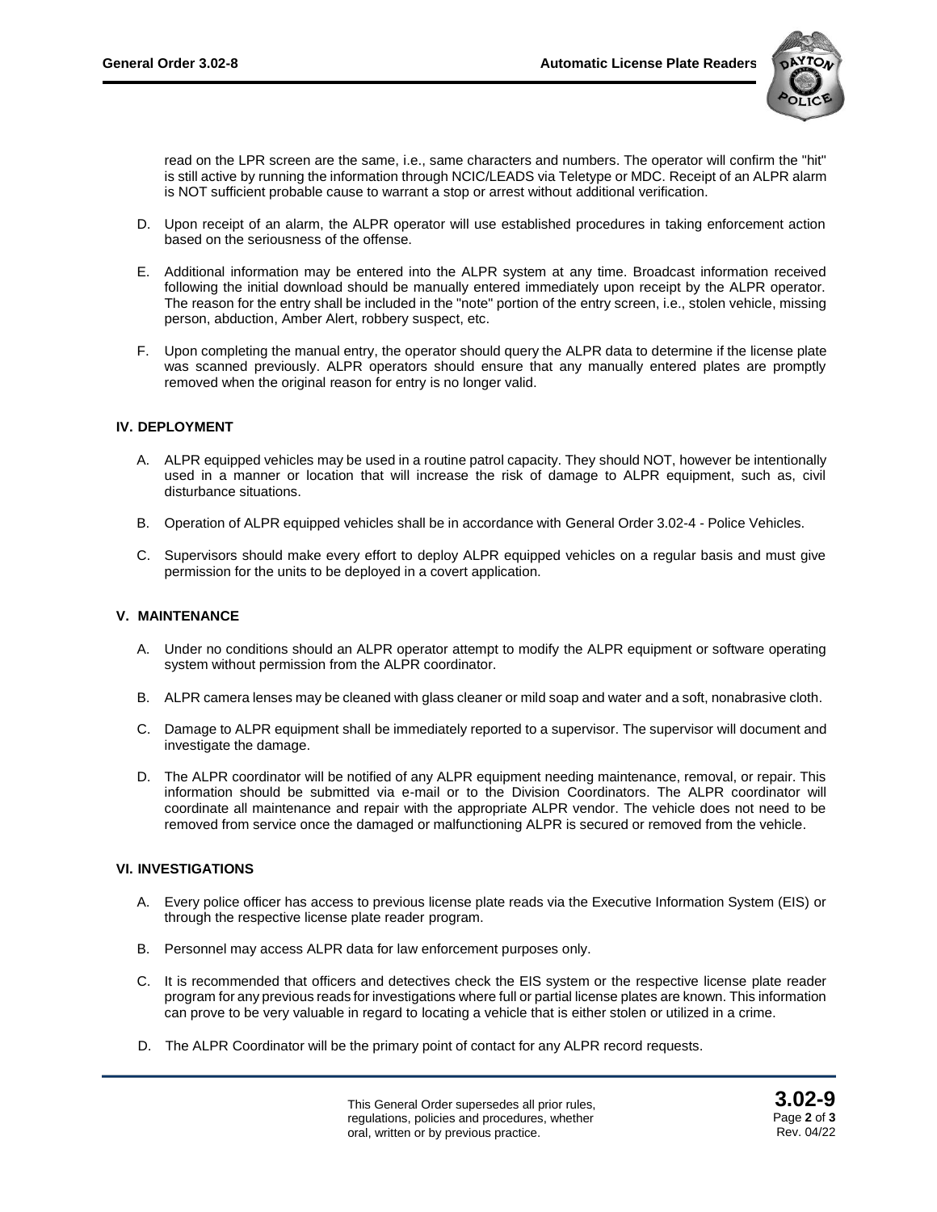read on the LPR screen are the same, i.e., same characters and numbers. The operator will confirm the "hit" is still active by running the information through NCIC/LEADS via Teletype or MDC. Receipt of an ALPR alarm is NOT sufficient probable cause to warrant a stop or arrest without additional verification.

D. Upon receipt of an alarm, the ALPR operator will use established procedures in taking enforcement action based on the seriousness of the offense.

E. Additional information may be entered into the ALPR system at any time. Broadcast information received following the initial download should be manually entered immediately upon receipt by the ALPR operator. The reason for the entry shall be included in the "note" portion of the entry screen, i.e., stolen vehicle, missing person, abduction, Amber Alert, robbery suspect, etc.

F. Upon completing the manual entry, the operator should query the ALPR data to determine if the license plate was scanned previously. ALPR operators should ensure that any manually entered plates are promptly removed when the original reason for entry is no longer valid.

## IV. DEPLOYMENT

A. ALPR equipped vehicles may be used in a routine patrol capacity. They should NOT, however be intentionally used in a manner or location that will increase the risk of damage to ALPR equipment, such as, civil disturbance situations.

B. Operation of ALPR equipped vehicles shall be in accordance with General Order 3.02-4 - Police Vehicles.

C. Supervisors should make every effort to deploy ALPR equipped vehicles on a regular basis and must give permission for the units to be deployed in a covert application.

## V. MAINTENANCE

A. Under no conditions should an ALPR operator attempt to modify the ALPR equipment or software operating system without permission from the ALPR coordinator.

B. ALPR camera lenses may be cleaned with glass cleaner or mild soap and water and a soft, nonabrasive cloth.

C. Damage to ALPR equipment shall be immediately reported to a supervisor. The supervisor will document and investigate the damage.

D. The ALPR coordinator will be notified of any ALPR equipment needing maintenance, removal, or repair. This information should be submitted via e-mail or to the Division Coordinators. The ALPR coordinator will coordinate all maintenance and repair with the appropriate ALPR vendor. The vehicle does not need to be removed from service once the damaged or malfunctioning ALPR is secured or removed from the vehicle.

## VI. INVESTIGATIONS

A. Every police officer has access to previous license plate reads via the Executive Information System (EIS) or through the respective license plate reader program.

B. Personnel may access ALPR data for law enforcement purposes only.

C. It is recommended that officers and detectives check the EIS system or the respective license plate reader program for any previous reads for investigations where full or partial license plates are known. This information can prove to be very valuable in regard to locating a vehicle that is either stolen or utilized in a crime.

D. The ALPR Coordinator will be the primary point of contact for any ALPR record requests.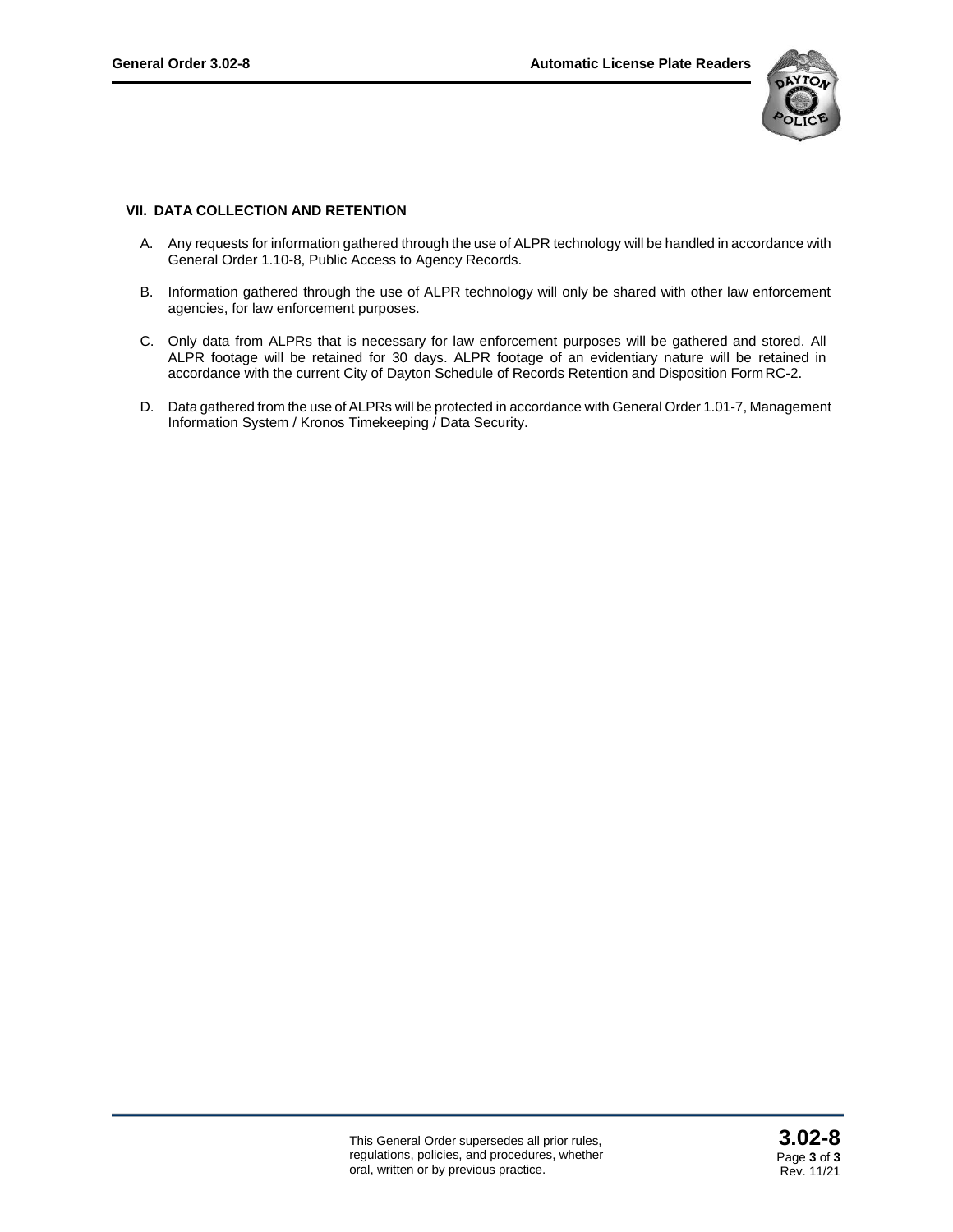## VII. DATA COLLECTION AND RETENTION

A. Any requests for information gathered through the use of ALPR technology will be handled in accordance with General Order 1.10-8, Public Access to Agency Records.

B. Information gathered through the use of ALPR technology will only be shared with other law enforcement agencies, for law enforcement purposes.

C. Only data from ALPRs that is necessary for law enforcement purposes will be gathered and stored. All ALPR footage will be retained for 30 days. ALPR footage of an evidentiary nature will be retained in accordance with the current City of Dayton Schedule of Records Retention and Disposition Form RC-2.

D. Data gathered from the use of ALPRs will be protected in accordance with General Order 1.01-7, Management Information System / Kronos Timekeeping / Data Security.

This General Order supersedes all prior rules, regulations, policies, and procedures, whether oral, written or by previous practice.